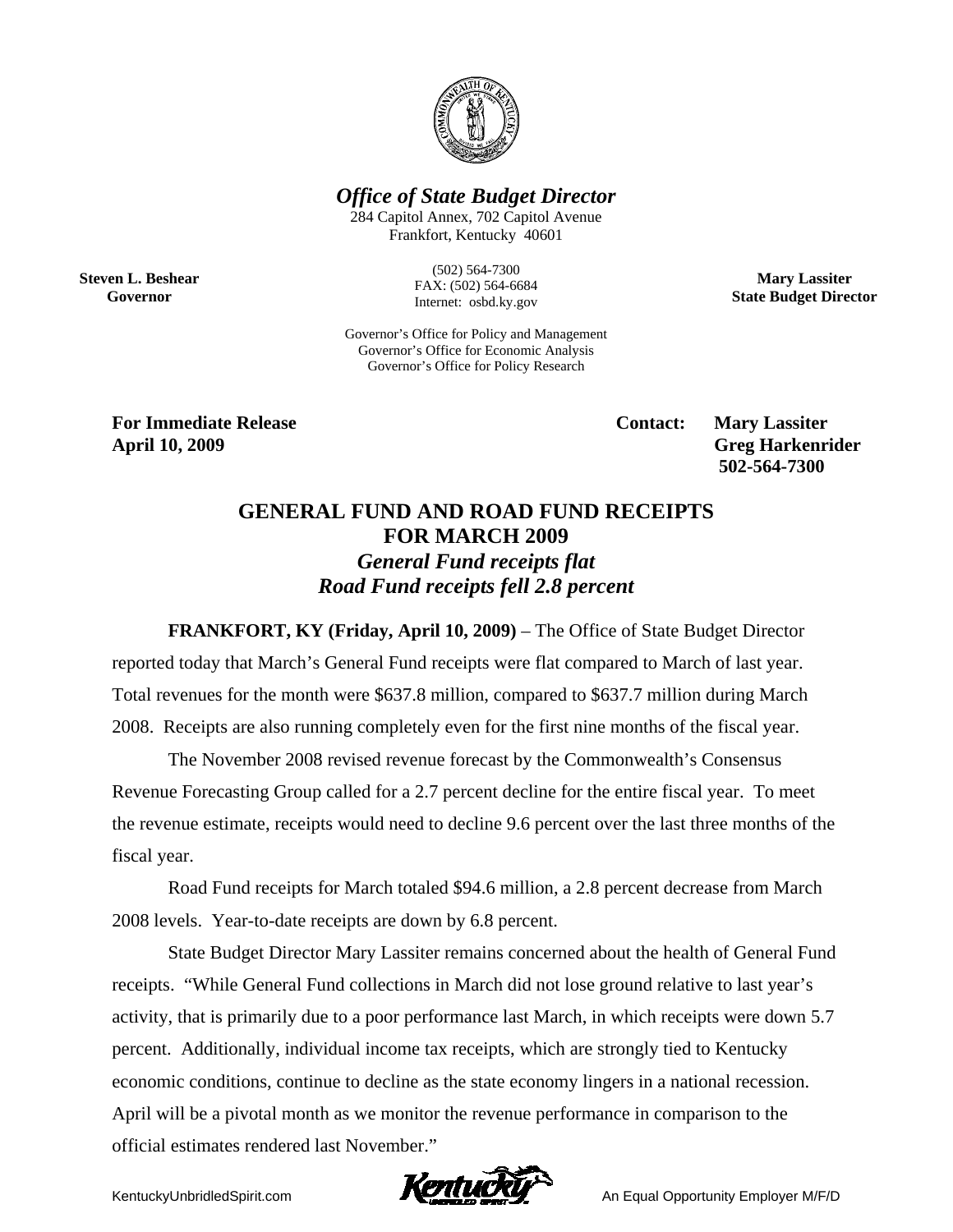*Office of State Budget Director*

284 Capitol Annex, 702 Capitol Avenue
Frankfort, Kentucky 40601

(502) 564-7300
FAX: (502) 564-6684
Internet: osbd.ky.gov

Governor's Office for Policy and Management
Governor's Office for Economic Analysis
Governor's Office for Policy Research

**Steven L. Beshear**
**Governor**

**Mary Lassiter**
**State Budget Director**

**For Immediate Release**
**April 10, 2009**

**Contact: Mary Lassiter**
**Greg Harkenrider**
**502-564-7300**

# GENERAL FUND AND ROAD FUND RECEIPTS FOR MARCH 2009

## *General Fund receipts flat*

## *Road Fund receipts fell 2.8 percent*

**FRANKFORT, KY (Friday, April 10, 2009)** – The Office of State Budget Director reported today that March's General Fund receipts were flat compared to March of last year. Total revenues for the month were $637.8 million, compared to $637.7 million during March 2008. Receipts are also running completely even for the first nine months of the fiscal year.

The November 2008 revised revenue forecast by the Commonwealth's Consensus Revenue Forecasting Group called for a 2.7 percent decline for the entire fiscal year. To meet the revenue estimate, receipts would need to decline 9.6 percent over the last three months of the fiscal year.

Road Fund receipts for March totaled $94.6 million, a 2.8 percent decrease from March 2008 levels. Year-to-date receipts are down by 6.8 percent.

State Budget Director Mary Lassiter remains concerned about the health of General Fund receipts. "While General Fund collections in March did not lose ground relative to last year's activity, that is primarily due to a poor performance last March, in which receipts were down 5.7 percent. Additionally, individual income tax receipts, which are strongly tied to Kentucky economic conditions, continue to decline as the state economy lingers in a national recession. April will be a pivotal month as we monitor the revenue performance in comparison to the official estimates rendered last November."

KentuckyUnbridledSpirit.com

An Equal Opportunity Employer M/F/D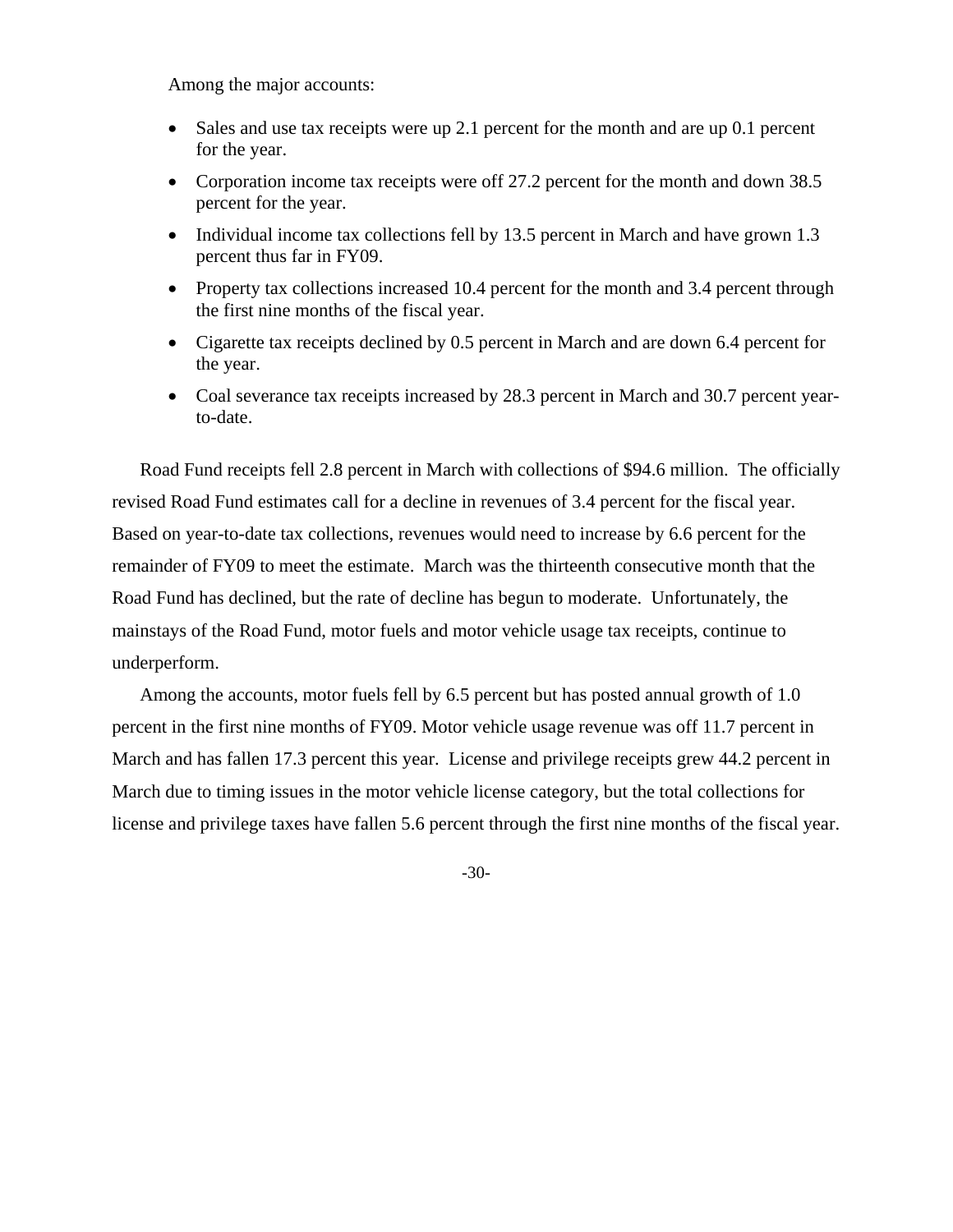Among the major accounts:

- Sales and use tax receipts were up 2.1 percent for the month and are up 0.1 percent for the year.
- Corporation income tax receipts were off 27.2 percent for the month and down 38.5 percent for the year.
- Individual income tax collections fell by 13.5 percent in March and have grown 1.3 percent thus far in FY09.
- Property tax collections increased 10.4 percent for the month and 3.4 percent through the first nine months of the fiscal year.
- Cigarette tax receipts declined by 0.5 percent in March and are down 6.4 percent for the year.
- Coal severance tax receipts increased by 28.3 percent in March and 30.7 percent year-to-date.

Road Fund receipts fell 2.8 percent in March with collections of $94.6 million. The officially revised Road Fund estimates call for a decline in revenues of 3.4 percent for the fiscal year. Based on year-to-date tax collections, revenues would need to increase by 6.6 percent for the remainder of FY09 to meet the estimate. March was the thirteenth consecutive month that the Road Fund has declined, but the rate of decline has begun to moderate. Unfortunately, the mainstays of the Road Fund, motor fuels and motor vehicle usage tax receipts, continue to underperform.

Among the accounts, motor fuels fell by 6.5 percent but has posted annual growth of 1.0 percent in the first nine months of FY09. Motor vehicle usage revenue was off 11.7 percent in March and has fallen 17.3 percent this year. License and privilege receipts grew 44.2 percent in March due to timing issues in the motor vehicle license category, but the total collections for license and privilege taxes have fallen 5.6 percent through the first nine months of the fiscal year.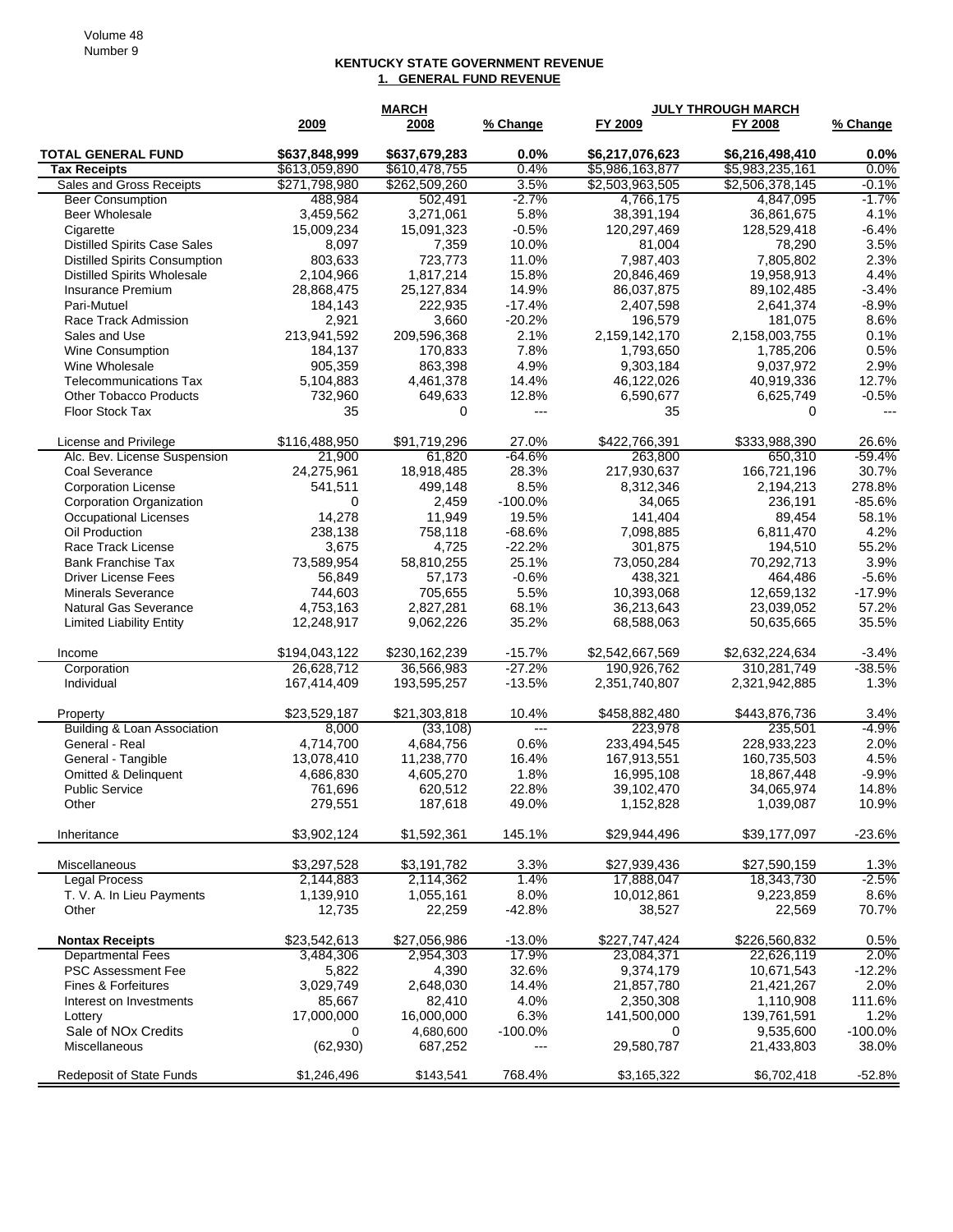# KENTUCKY STATE GOVERNMENT REVENUE

## 1. GENERAL FUND REVENUE

| | MARCH | | | JULY THROUGH MARCH | | |
|---|---|---|---|---|---|---|
| | 2009 | 2008 | % Change | FY 2009 | FY 2008 | % Change |
| **TOTAL GENERAL FUND** | **$637,848,999** | **$637,679,283** | **0.0%** | **$6,217,076,623** | **$6,216,498,410** | **0.0%** |
| **Tax Receipts** | $613,059,890 | $610,478,755 | 0.4% | $5,986,163,877 | $5,983,235,161 | 0.0% |
| Sales and Gross Receipts | $271,798,980 | $262,509,260 | 3.5% | $2,503,963,505 | $2,506,378,145 | -0.1% |
| Beer Consumption | 488,984 | 502,491 | -2.7% | 4,766,175 | 4,847,095 | -1.7% |
| Beer Wholesale | 3,459,562 | 3,271,061 | 5.8% | 38,391,194 | 36,861,675 | 4.1% |
| Cigarette | 15,009,234 | 15,091,323 | -0.5% | 120,297,469 | 128,529,418 | -6.4% |
| Distilled Spirits Case Sales | 8,097 | 7,359 | 10.0% | 81,004 | 78,290 | 3.5% |
| Distilled Spirits Consumption | 803,633 | 723,773 | 11.0% | 7,987,403 | 7,805,802 | 2.3% |
| Distilled Spirits Wholesale | 2,104,966 | 1,817,214 | 15.8% | 20,846,469 | 19,958,913 | 4.4% |
| Insurance Premium | 28,868,475 | 25,127,834 | 14.9% | 86,037,875 | 89,102,485 | -3.4% |
| Pari-Mutuel | 184,143 | 222,935 | -17.4% | 2,407,598 | 2,641,374 | -8.9% |
| Race Track Admission | 2,921 | 3,660 | -20.2% | 196,579 | 181,075 | 8.6% |
| Sales and Use | 213,941,592 | 209,596,368 | 2.1% | 2,159,142,170 | 2,158,003,755 | 0.1% |
| Wine Consumption | 184,137 | 170,833 | 7.8% | 1,793,650 | 1,785,206 | 0.5% |
| Wine Wholesale | 905,359 | 863,398 | 4.9% | 9,303,184 | 9,037,972 | 2.9% |
| Telecommunications Tax | 5,104,883 | 4,461,378 | 14.4% | 46,122,026 | 40,919,336 | 12.7% |
| Other Tobacco Products | 732,960 | 649,633 | 12.8% | 6,590,677 | 6,625,749 | -0.5% |
| Floor Stock Tax | 35 | 0 | --- | 35 | 0 | --- |
| License and Privilege | $116,488,950 | $91,719,296 | 27.0% | $422,766,391 | $333,988,390 | 26.6% |
| Alc. Bev. License Suspension | 21,900 | 61,820 | -64.6% | 263,800 | 650,310 | -59.4% |
| Coal Severance | 24,275,961 | 18,918,485 | 28.3% | 217,930,637 | 166,721,196 | 30.7% |
| Corporation License | 541,511 | 499,148 | 8.5% | 8,312,346 | 2,194,213 | 278.8% |
| Corporation Organization | 0 | 2,459 | -100.0% | 34,065 | 236,191 | -85.6% |
| Occupational Licenses | 14,278 | 11,949 | 19.5% | 141,404 | 89,454 | 58.1% |
| Oil Production | 238,138 | 758,118 | -68.6% | 7,098,885 | 6,811,470 | 4.2% |
| Race Track License | 3,675 | 4,725 | -22.2% | 301,875 | 194,510 | 55.2% |
| Bank Franchise Tax | 73,589,954 | 58,810,255 | 25.1% | 73,050,284 | 70,292,713 | 3.9% |
| Driver License Fees | 56,849 | 57,173 | -0.6% | 438,321 | 464,486 | -5.6% |
| Minerals Severance | 744,603 | 705,655 | 5.5% | 10,393,068 | 12,659,132 | -17.9% |
| Natural Gas Severance | 4,753,163 | 2,827,281 | 68.1% | 36,213,643 | 23,039,052 | 57.2% |
| Limited Liability Entity | 12,248,917 | 9,062,226 | 35.2% | 68,588,063 | 50,635,665 | 35.5% |
| Income | $194,043,122 | $230,162,239 | -15.7% | $2,542,667,569 | $2,632,224,634 | -3.4% |
| Corporation | 26,628,712 | 36,566,983 | -27.2% | 190,926,762 | 310,281,749 | -38.5% |
| Individual | 167,414,409 | 193,595,257 | -13.5% | 2,351,740,807 | 2,321,942,885 | 1.3% |
| Property | $23,529,187 | $21,303,818 | 10.4% | $458,882,480 | $443,876,736 | 3.4% |
| Building & Loan Association | 8,000 | (33,108) | --- | 223,978 | 235,501 | -4.9% |
| General - Real | 4,714,700 | 4,684,756 | 0.6% | 233,494,545 | 228,933,223 | 2.0% |
| General - Tangible | 13,078,410 | 11,238,770 | 16.4% | 167,913,551 | 160,735,503 | 4.5% |
| Omitted & Delinquent | 4,686,830 | 4,605,270 | 1.8% | 16,995,108 | 18,867,448 | -9.9% |
| Public Service | 761,696 | 620,512 | 22.8% | 39,102,470 | 34,065,974 | 14.8% |
| Other | 279,551 | 187,618 | 49.0% | 1,152,828 | 1,039,087 | 10.9% |
| Inheritance | $3,902,124 | $1,592,361 | 145.1% | $29,944,496 | $39,177,097 | -23.6% |
| Miscellaneous | $3,297,528 | $3,191,782 | 3.3% | $27,939,436 | $27,590,159 | 1.3% |
| Legal Process | 2,144,883 | 2,114,362 | 1.4% | 17,888,047 | 18,343,730 | -2.5% |
| T. V. A. In Lieu Payments | 1,139,910 | 1,055,161 | 8.0% | 10,012,861 | 9,223,859 | 8.6% |
| Other | 12,735 | 22,259 | -42.8% | 38,527 | 22,569 | 70.7% |
| **Nontax Receipts** | $23,542,613 | $27,056,986 | -13.0% | $227,747,424 | $226,560,832 | 0.5% |
| Departmental Fees | 3,484,306 | 2,954,303 | 17.9% | 23,084,371 | 22,626,119 | 2.0% |
| PSC Assessment Fee | 5,822 | 4,390 | 32.6% | 9,374,179 | 10,671,543 | -12.2% |
| Fines & Forfeitures | 3,029,749 | 2,648,030 | 14.4% | 21,857,780 | 21,421,267 | 2.0% |
| Interest on Investments | 85,667 | 82,410 | 4.0% | 2,350,308 | 1,110,908 | 111.6% |
| Lottery | 17,000,000 | 16,000,000 | 6.3% | 141,500,000 | 139,761,591 | 1.2% |
| Sale of NOx Credits | 0 | 4,680,600 | -100.0% | 0 | 9,535,600 | -100.0% |
| Miscellaneous | (62,930) | 687,252 | --- | 29,580,787 | 21,433,803 | 38.0% |
| Redeposit of State Funds | $1,246,496 | $143,541 | 768.4% | $3,165,322 | $6,702,418 | -52.8% |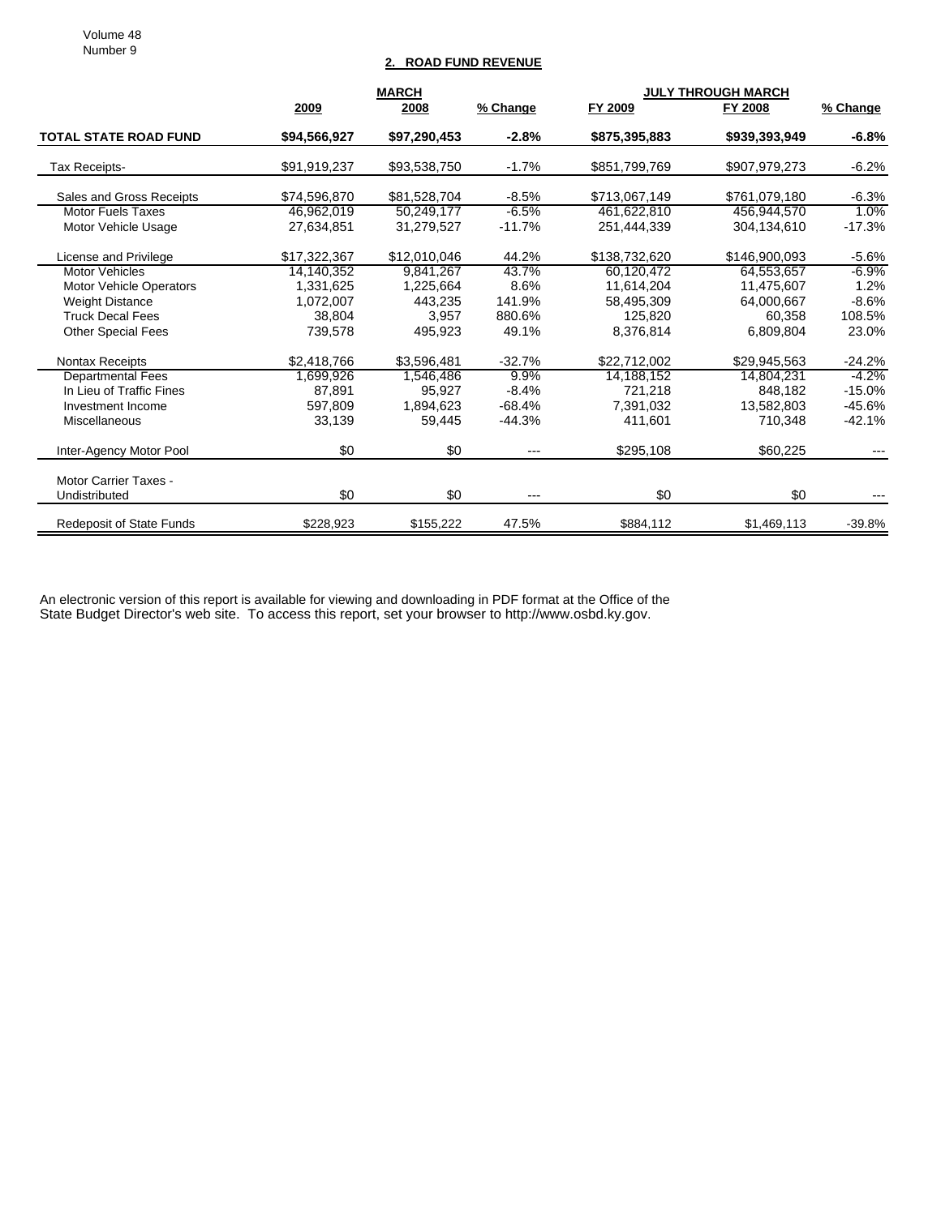## 2. ROAD FUND REVENUE

| | MARCH | | | JULY THROUGH MARCH | | |
|---|---|---|---|---|---|---|
| | 2009 | 2008 | % Change | FY 2009 | FY 2008 | % Change |
| **TOTAL STATE ROAD FUND** | **$94,566,927** | **$97,290,453** | **-2.8%** | **$875,395,883** | **$939,393,949** | **-6.8%** |
| Tax Receipts- | $91,919,237 | $93,538,750 | -1.7% | $851,799,769 | $907,979,273 | -6.2% |
| Sales and Gross Receipts | $74,596,870 | $81,528,704 | -8.5% | $713,067,149 | $761,079,180 | -6.3% |
| Motor Fuels Taxes | 46,962,019 | 50,249,177 | -6.5% | 461,622,810 | 456,944,570 | 1.0% |
| Motor Vehicle Usage | 27,634,851 | 31,279,527 | -11.7% | 251,444,339 | 304,134,610 | -17.3% |
| License and Privilege | $17,322,367 | $12,010,046 | 44.2% | $138,732,620 | $146,900,093 | -5.6% |
| Motor Vehicles | 14,140,352 | 9,841,267 | 43.7% | 60,120,472 | 64,553,657 | -6.9% |
| Motor Vehicle Operators | 1,331,625 | 1,225,664 | 8.6% | 11,614,204 | 11,475,607 | 1.2% |
| Weight Distance | 1,072,007 | 443,235 | 141.9% | 58,495,309 | 64,000,667 | -8.6% |
| Truck Decal Fees | 38,804 | 3,957 | 880.6% | 125,820 | 60,358 | 108.5% |
| Other Special Fees | 739,578 | 495,923 | 49.1% | 8,376,814 | 6,809,804 | 23.0% |
| Nontax Receipts | $2,418,766 | $3,596,481 | -32.7% | $22,712,002 | $29,945,563 | -24.2% |
| Departmental Fees | 1,699,926 | 1,546,486 | 9.9% | 14,188,152 | 14,804,231 | -4.2% |
| In Lieu of Traffic Fines | 87,891 | 95,927 | -8.4% | 721,218 | 848,182 | -15.0% |
| Investment Income | 597,809 | 1,894,623 | -68.4% | 7,391,032 | 13,582,803 | -45.6% |
| Miscellaneous | 33,139 | 59,445 | -44.3% | 411,601 | 710,348 | -42.1% |
| Inter-Agency Motor Pool | $0 | $0 | --- | $295,108 | $60,225 | --- |
| Motor Carrier Taxes - Undistributed | $0 | $0 | --- | $0 | $0 | --- |
| Redeposit of State Funds | $228,923 | $155,222 | 47.5% | $884,112 | $1,469,113 | -39.8% |

An electronic version of this report is available for viewing and downloading in PDF format at the Office of the State Budget Director's web site. To access this report, set your browser to http://www.osbd.ky.gov.